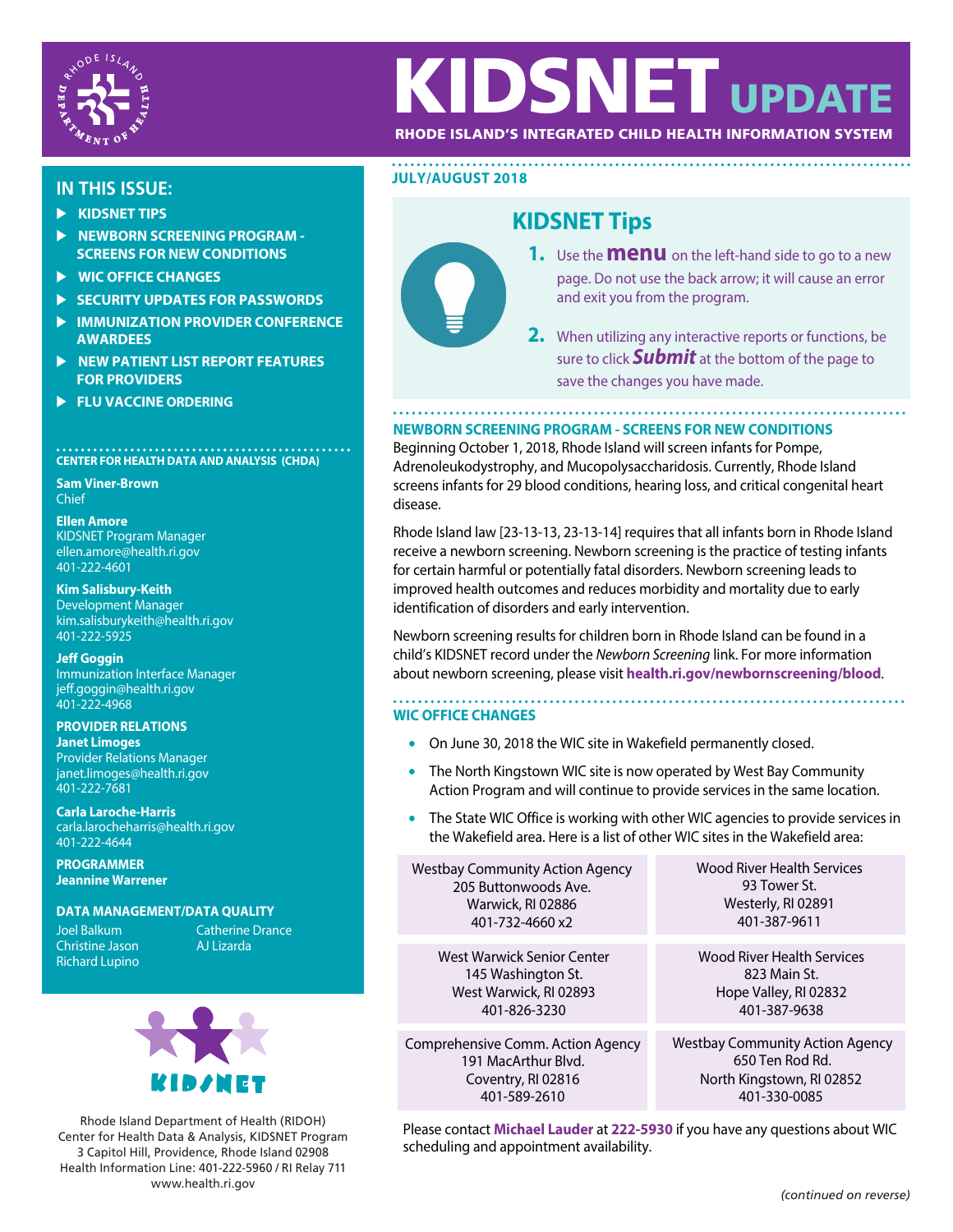# KIDSNET UPDATE

**RHODE ISLAND'S INTEGRATED CHILD HEALTH INFORMATION SYSTEM**

**JULY/AUGUST 2018**

## IN THIS ISSUE:

- KIDSNET TIPS
- NEWBORN SCREENING PROGRAM - SCREENS FOR NEW CONDITIONS
- WIC OFFICE CHANGES
- SECURITY UPDATES FOR PASSWORDS
- IMMUNIZATION PROVIDER CONFERENCE AWARDEES
- NEW PATIENT LIST REPORT FEATURES FOR PROVIDERS
- FLU VACCINE ORDERING

## KIDSNET Tips

1. Use the **menu** on the left-hand side to go to a new page. Do not use the back arrow; it will cause an error and exit you from the program.
2. When utilizing any interactive reports or functions, be sure to click ***Submit*** at the bottom of the page to save the changes you have made.

## NEWBORN SCREENING PROGRAM - SCREENS FOR NEW CONDITIONS

Beginning October 1, 2018, Rhode Island will screen infants for Pompe, Adrenoleukodystrophy, and Mucopolysaccharidosis. Currently, Rhode Island screens infants for 29 blood conditions, hearing loss, and critical congenital heart disease.

Rhode Island law [23-13-13, 23-13-14] requires that all infants born in Rhode Island receive a newborn screening. Newborn screening is the practice of testing infants for certain harmful or potentially fatal disorders. Newborn screening leads to improved health outcomes and reduces morbidity and mortality due to early identification of disorders and early intervention.

Newborn screening results for children born in Rhode Island can be found in a child's KIDSNET record under the *Newborn Screening* link. For more information about newborn screening, please visit **health.ri.gov/newbornscreening/blood**.

## WIC OFFICE CHANGES

- On June 30, 2018 the WIC site in Wakefield permanently closed.
- The North Kingstown WIC site is now operated by West Bay Community Action Program and will continue to provide services in the same location.
- The State WIC Office is working with other WIC agencies to provide services in the Wakefield area. Here is a list of other WIC sites in the Wakefield area:

| | |
|---|---|
| Westbay Community Action Agency<br>205 Buttonwoods Ave.<br>Warwick, RI 02886<br>401-732-4660 x2 | Wood River Health Services<br>93 Tower St.<br>Westerly, RI 02891<br>401-387-9611 |
| West Warwick Senior Center<br>145 Washington St.<br>West Warwick, RI 02893<br>401-826-3230 | Wood River Health Services<br>823 Main St.<br>Hope Valley, RI 02832<br>401-387-9638 |
| Comprehensive Comm. Action Agency<br>191 MacArthur Blvd.<br>Coventry, RI 02816<br>401-589-2610 | Westbay Community Action Agency<br>650 Ten Rod Rd.<br>North Kingstown, RI 02852<br>401-330-0085 |

Please contact **Michael Lauder** at **222-5930** if you have any questions about WIC scheduling and appointment availability.

*(continued on reverse)*

---

### CENTER FOR HEALTH DATA AND ANALYSIS (CHDA)

**Sam Viner-Brown**
Chief

**Ellen Amore**
KIDSNET Program Manager
ellen.amore@health.ri.gov
401-222-4601

**Kim Salisbury-Keith**
Development Manager
kim.salisburykeith@health.ri.gov
401-222-5925

**Jeff Goggin**
Immunization Interface Manager
jeff.goggin@health.ri.gov
401-222-4968

**PROVIDER RELATIONS**

**Janet Limoges**
Provider Relations Manager
janet.limoges@health.ri.gov
401-222-7681

**Carla Laroche-Harris**
carla.larocheharris@health.ri.gov
401-222-4644

**PROGRAMMER**
**Jeannine Warrener**

**DATA MANAGEMENT/DATA QUALITY**

Joel Balkum
Christine Jason
Richard Lupino
Catherine Drance
AJ Lizarda

Rhode Island Department of Health (RIDOH)
Center for Health Data & Analysis, KIDSNET Program
3 Capitol Hill, Providence, Rhode Island 02908
Health Information Line: 401-222-5960 / RI Relay 711
www.health.ri.gov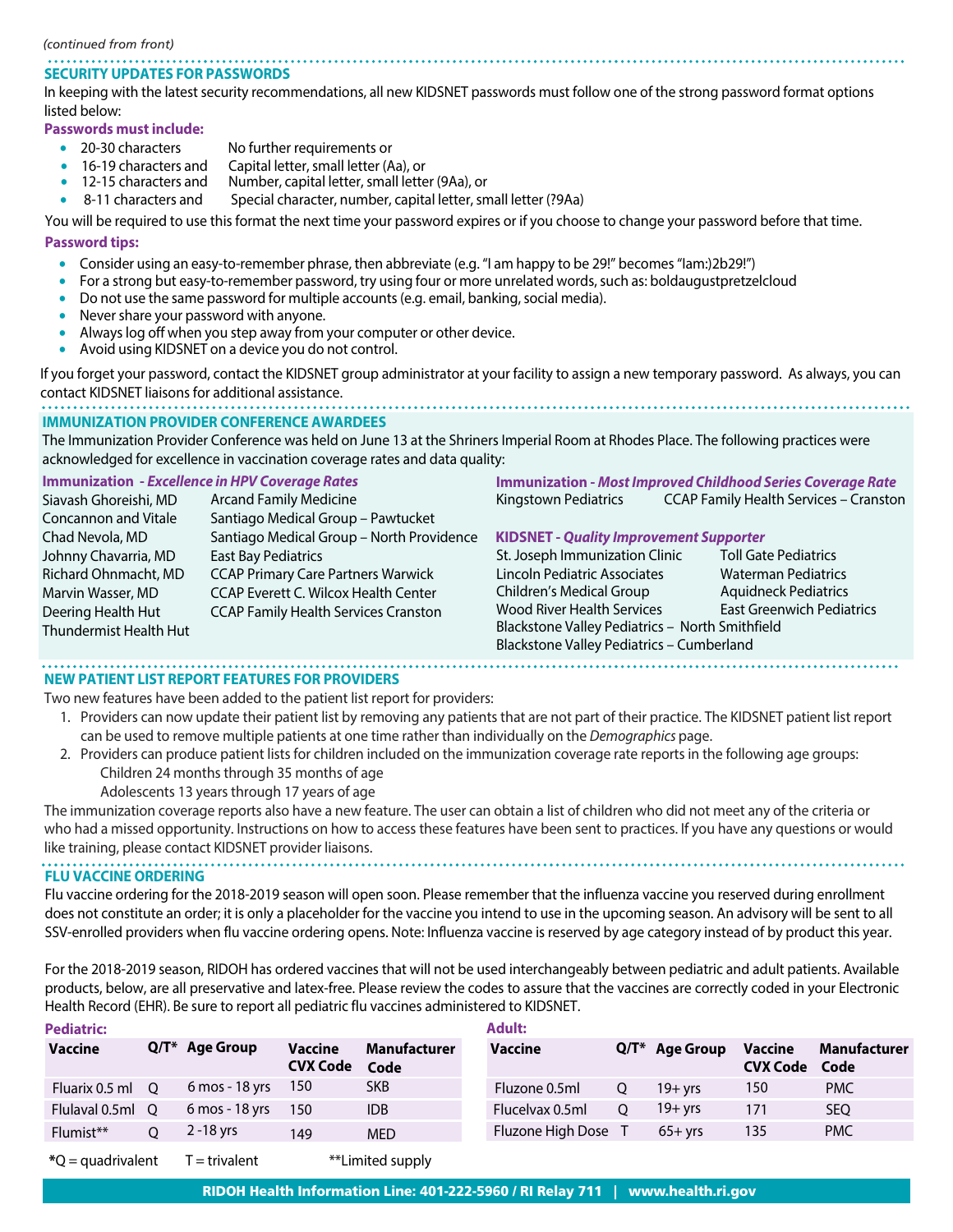*(continued from front)*

## SECURITY UPDATES FOR PASSWORDS

In keeping with the latest security recommendations, all new KIDSNET passwords must follow one of the strong password format options listed below:

**Passwords must include:**

- 20-30 characters — No further requirements or
- 16-19 characters and — Capital letter, small letter (Aa), or
- 12-15 characters and — Number, capital letter, small letter (9Aa), or
- 8-11 characters and — Special character, number, capital letter, small letter (?9Aa)

You will be required to use this format the next time your password expires or if you choose to change your password before that time.

**Password tips:**

- Consider using an easy-to-remember phrase, then abbreviate (e.g. "I am happy to be 29!" becomes "Iam:)2b29!")
- For a strong but easy-to-remember password, try using four or more unrelated words, such as: boldaugustpretzelcloud
- Do not use the same password for multiple accounts (e.g. email, banking, social media).
- Never share your password with anyone.
- Always log off when you step away from your computer or other device.
- Avoid using KIDSNET on a device you do not control.

If you forget your password, contact the KIDSNET group administrator at your facility to assign a new temporary password. As always, you can contact KIDSNET liaisons for additional assistance.

## IMMUNIZATION PROVIDER CONFERENCE AWARDEES

The Immunization Provider Conference was held on June 13 at the Shriners Imperial Room at Rhodes Place. The following practices were acknowledged for excellence in vaccination coverage rates and data quality:

**Immunization - *Excellence in HPV Coverage Rates***

Siavash Ghoreishi, MD
Concannon and Vitale
Chad Nevola, MD
Johnny Chavarria, MD
Richard Ohnmacht, MD
Marvin Wasser, MD
Deering Health Hut
Thundermist Health Hut
Arcand Family Medicine
Santiago Medical Group – Pawtucket
Santiago Medical Group – North Providence
East Bay Pediatrics
CCAP Primary Care Partners Warwick
CCAP Everett C. Wilcox Health Center
CCAP Family Health Services Cranston

**Immunization - *Most Improved Childhood Series Coverage Rate***

Kingstown Pediatrics
CCAP Family Health Services – Cranston

**KIDSNET - *Quality Improvement Supporter***

St. Joseph Immunization Clinic
Lincoln Pediatric Associates
Children's Medical Group
Wood River Health Services
Toll Gate Pediatrics
Waterman Pediatrics
Aquidneck Pediatrics
East Greenwich Pediatrics
Blackstone Valley Pediatrics – North Smithfield
Blackstone Valley Pediatrics – Cumberland

## NEW PATIENT LIST REPORT FEATURES FOR PROVIDERS

Two new features have been added to the patient list report for providers:

1. Providers can now update their patient list by removing any patients that are not part of their practice. The KIDSNET patient list report can be used to remove multiple patients at one time rather than individually on the *Demographics* page.
2. Providers can produce patient lists for children included on the immunization coverage rate reports in the following age groups:
   Children 24 months through 35 months of age
   Adolescents 13 years through 17 years of age

The immunization coverage reports also have a new feature. The user can obtain a list of children who did not meet any of the criteria or who had a missed opportunity. Instructions on how to access these features have been sent to practices. If you have any questions or would like training, please contact KIDSNET provider liaisons.

## FLU VACCINE ORDERING

Flu vaccine ordering for the 2018-2019 season will open soon. Please remember that the influenza vaccine you reserved during enrollment does not constitute an order; it is only a placeholder for the vaccine you intend to use in the upcoming season. An advisory will be sent to all SSV-enrolled providers when flu vaccine ordering opens. Note: Influenza vaccine is reserved by age category instead of by product this year.

For the 2018-2019 season, RIDOH has ordered vaccines that will not be used interchangeably between pediatric and adult patients. Available products, below, are all preservative and latex-free. Please review the codes to assure that the vaccines are correctly coded in your Electronic Health Record (EHR). Be sure to report all pediatric flu vaccines administered to KIDSNET.

**Pediatric:**

| Vaccine | Q/T* | Age Group | Vaccine CVX Code | Manufacturer Code |
|---|---|---|---|---|
| Fluarix 0.5 ml | Q | 6 mos - 18 yrs | 150 | SKB |
| Flulaval 0.5ml | Q | 6 mos - 18 yrs | 150 | IDB |
| Flumist** | Q | 2 -18 yrs | 149 | MED |

*Q = quadrivalent  T = trivalent  **Limited supply

**Adult:**

| Vaccine | Q/T* | Age Group | Vaccine CVX Code | Manufacturer Code |
|---|---|---|---|---|
| Fluzone 0.5ml | Q | 19+ yrs | 150 | PMC |
| Flucelvax 0.5ml | Q | 19+ yrs | 171 | SEQ |
| Fluzone High Dose | T | 65+ yrs | 135 | PMC |

RIDOH Health Information Line: 401-222-5960 / RI Relay 711 | www.health.ri.gov